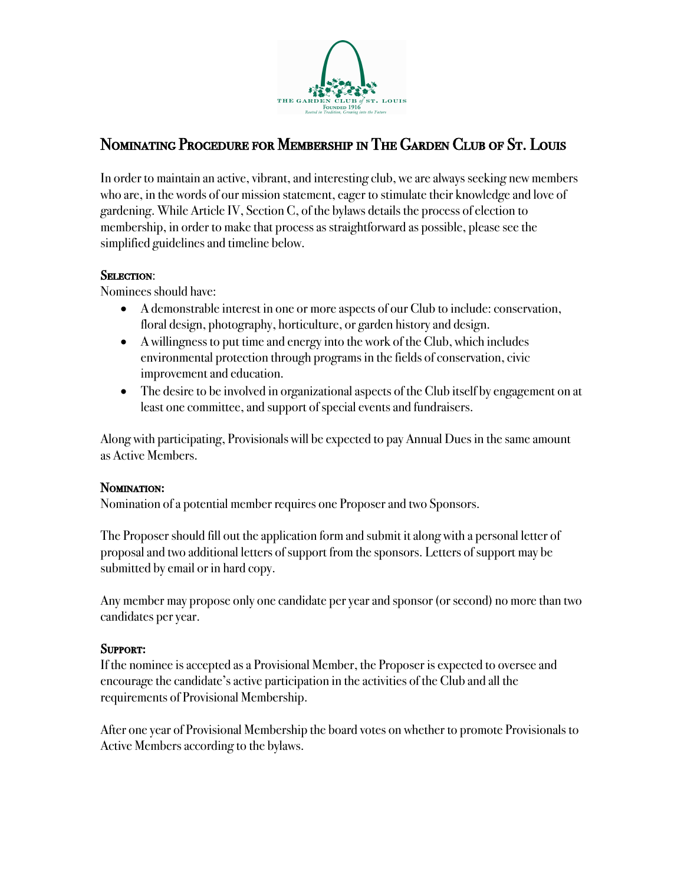# Nominating Procedure for Membership in The Garden Club of St. Louis

In order to maintain an active, vibrant, and interesting club, we are always seeking new members who are, in the words of our mission statement, eager to stimulate their knowledge and love of gardening. While Article IV, Section C, of the bylaws details the process of election to membership, in order to make that process as straightforward as possible, please see the simplified guidelines and timeline below.

## Selection:

Nominees should have:

- A demonstrable interest in one or more aspects of our Club to include: conservation, floral design, photography, horticulture, or garden history and design.
- A willingness to put time and energy into the work of the Club, which includes environmental protection through programs in the fields of conservation, civic improvement and education.
- The desire to be involved in organizational aspects of the Club itself by engagement on at least one committee, and support of special events and fundraisers.

Along with participating, Provisionals will be expected to pay Annual Dues in the same amount as Active Members.

## Nomination:

Nomination of a potential member requires one Proposer and two Sponsors.

The Proposer should fill out the application form and submit it along with a personal letter of proposal and two additional letters of support from the sponsors. Letters of support may be submitted by email or in hard copy.

Any member may propose only one candidate per year and sponsor (or second) no more than two candidates per year.

## Support:

If the nominee is accepted as a Provisional Member, the Proposer is expected to oversee and encourage the candidate's active participation in the activities of the Club and all the requirements of Provisional Membership.

After one year of Provisional Membership the board votes on whether to promote Provisionals to Active Members according to the bylaws.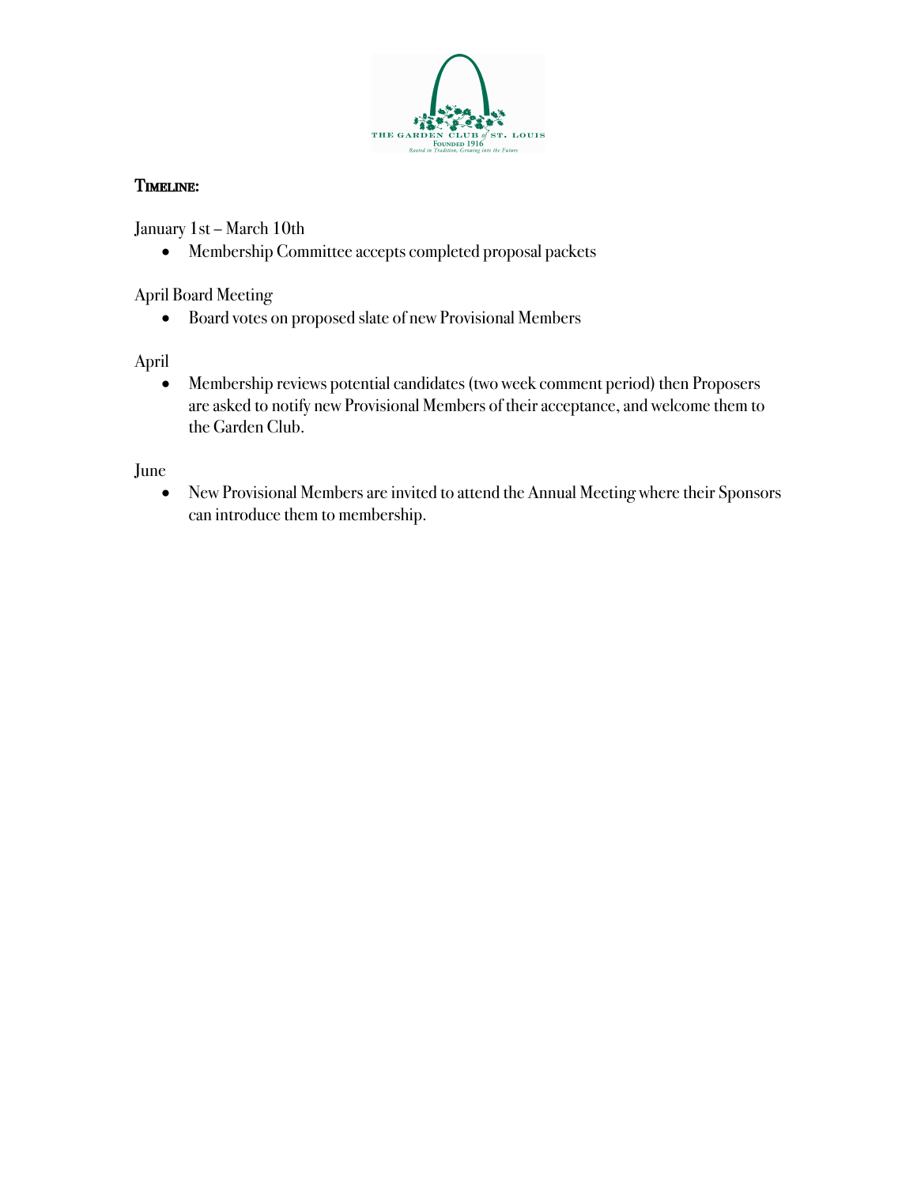## Timeline:

January 1st – March 10th

- Membership Committee accepts completed proposal packets

April Board Meeting

- Board votes on proposed slate of new Provisional Members

April

- Membership reviews potential candidates (two week comment period) then Proposers are asked to notify new Provisional Members of their acceptance, and welcome them to the Garden Club.

June

- New Provisional Members are invited to attend the Annual Meeting where their Sponsors can introduce them to membership.